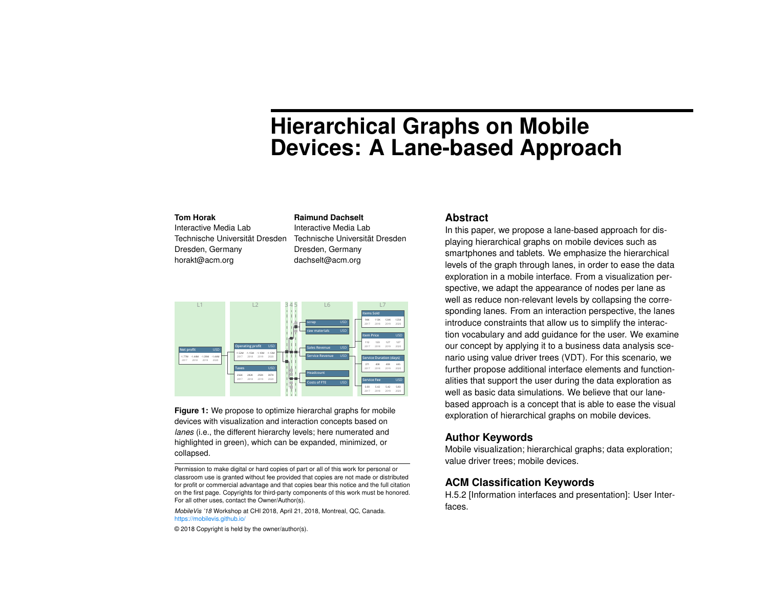# Hierarchical Graphs on Mobile Devices: A Lane-based Approach

**Tom Horak**
Interactive Media Lab
Technische Universität Dresden
Dresden, Germany
horakt@acm.org

**Raimund Dachselt**
Interactive Media Lab
Technische Universität Dresden
Dresden, Germany
dachselt@acm.org

**Figure 1:** We propose to optimize hierarchal graphs for mobile devices with visualization and interaction concepts based on *lanes* (i.e., the different hierarchy levels; here numerated and highlighted in green), which can be expanded, minimized, or collapsed.

Permission to make digital or hard copies of part or all of this work for personal or classroom use is granted without fee provided that copies are not made or distributed for profit or commercial advantage and that copies bear this notice and the full citation on the first page. Copyrights for third-party components of this work must be honored. For all other uses, contact the Owner/Author(s).

*MobileVis '18* Workshop at CHI 2018, April 21, 2018, Montreal, QC, Canada.
https://mobilevis.github.io/

© 2018 Copyright is held by the owner/author(s).

## Abstract

In this paper, we propose a lane-based approach for displaying hierarchical graphs on mobile devices such as smartphones and tablets. We emphasize the hierarchical levels of the graph through lanes, in order to ease the data exploration in a mobile interface. From a visualization perspective, we adapt the appearance of nodes per lane as well as reduce non-relevant levels by collapsing the corresponding lanes. From an interaction perspective, the lanes introduce constraints that allow us to simplify the interaction vocabulary and add guidance for the user. We examine our concept by applying it to a business data analysis scenario using value driver trees (VDT). For this scenario, we further propose additional interface elements and functionalities that support the user during the data exploration as well as basic data simulations. We believe that our lane-based approach is a concept that is able to ease the visual exploration of hierarchical graphs on mobile devices.

## Author Keywords

Mobile visualization; hierarchical graphs; data exploration; value driver trees; mobile devices.

## ACM Classification Keywords

H.5.2 [Information interfaces and presentation]: User Interfaces.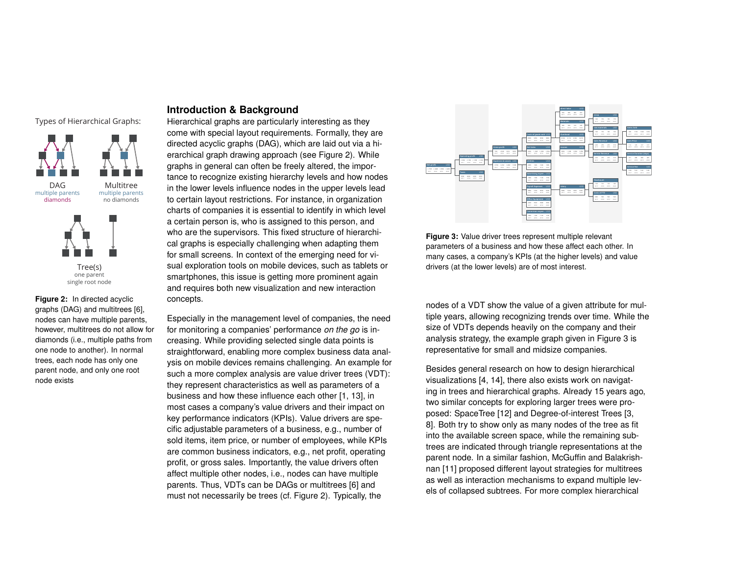Types of Hierarchical Graphs:

DAG
multiple parents
diamonds

Multitree
multiple parents
no diamonds

Tree(s)
one parent
single root node

**Figure 2:** In directed acyclic graphs (DAG) and multitrees [6], nodes can have multiple parents, however, multitrees do not allow for diamonds (i.e., multiple paths from one node to another). In normal trees, each node has only one parent node, and only one root node exists

## Introduction & Background

Hierarchical graphs are particularly interesting as they come with special layout requirements. Formally, they are directed acyclic graphs (DAG), which are laid out via a hierarchical graph drawing approach (see Figure 2). While graphs in general can often be freely altered, the importance to recognize existing hierarchy levels and how nodes in the lower levels influence nodes in the upper levels lead to certain layout restrictions. For instance, in organization charts of companies it is essential to identify in which level a certain person is, who is assigned to this person, and who are the supervisors. This fixed structure of hierarchical graphs is especially challenging when adapting them for small screens. In context of the emerging need for visual exploration tools on mobile devices, such as tablets or smartphones, this issue is getting more prominent again and requires both new visualization and new interaction concepts.

Especially in the management level of companies, the need for monitoring a companies' performance *on the go* is increasing. While providing selected single data points is straightforward, enabling more complex business data analysis on mobile devices remains challenging. An example for such a more complex analysis are value driver trees (VDT): they represent characteristics as well as parameters of a business and how these influence each other [1, 13], in most cases a company's value drivers and their impact on key performance indicators (KPIs). Value drivers are specific adjustable parameters of a business, e.g., number of sold items, item price, or number of employees, while KPIs are common business indicators, e.g., net profit, operating profit, or gross sales. Importantly, the value drivers often affect multiple other nodes, i.e., nodes can have multiple parents. Thus, VDTs can be DAGs or multitrees [6] and must not necessarily be trees (cf. Figure 2). Typically, the nodes of a VDT show the value of a given attribute for multiple years, allowing recognizing trends over time. While the size of VDTs depends heavily on the company and their analysis strategy, the example graph given in Figure 3 is representative for small and midsize companies.

**Figure 3:** Value driver trees represent multiple relevant parameters of a business and how these affect each other. In many cases, a company's KPIs (at the higher levels) and value drivers (at the lower levels) are of most interest.

Besides general research on how to design hierarchical visualizations [4, 14], there also exists work on navigating in trees and hierarchical graphs. Already 15 years ago, two similar concepts for exploring larger trees were proposed: SpaceTree [12] and Degree-of-interest Trees [3, 8]. Both try to show only as many nodes of the tree as fit into the available screen space, while the remaining subtrees are indicated through triangle representations at the parent node. In a similar fashion, McGuffin and Balakrishnan [11] proposed different layout strategies for multitrees as well as interaction mechanisms to expand multiple levels of collapsed subtrees. For more complex hierarchical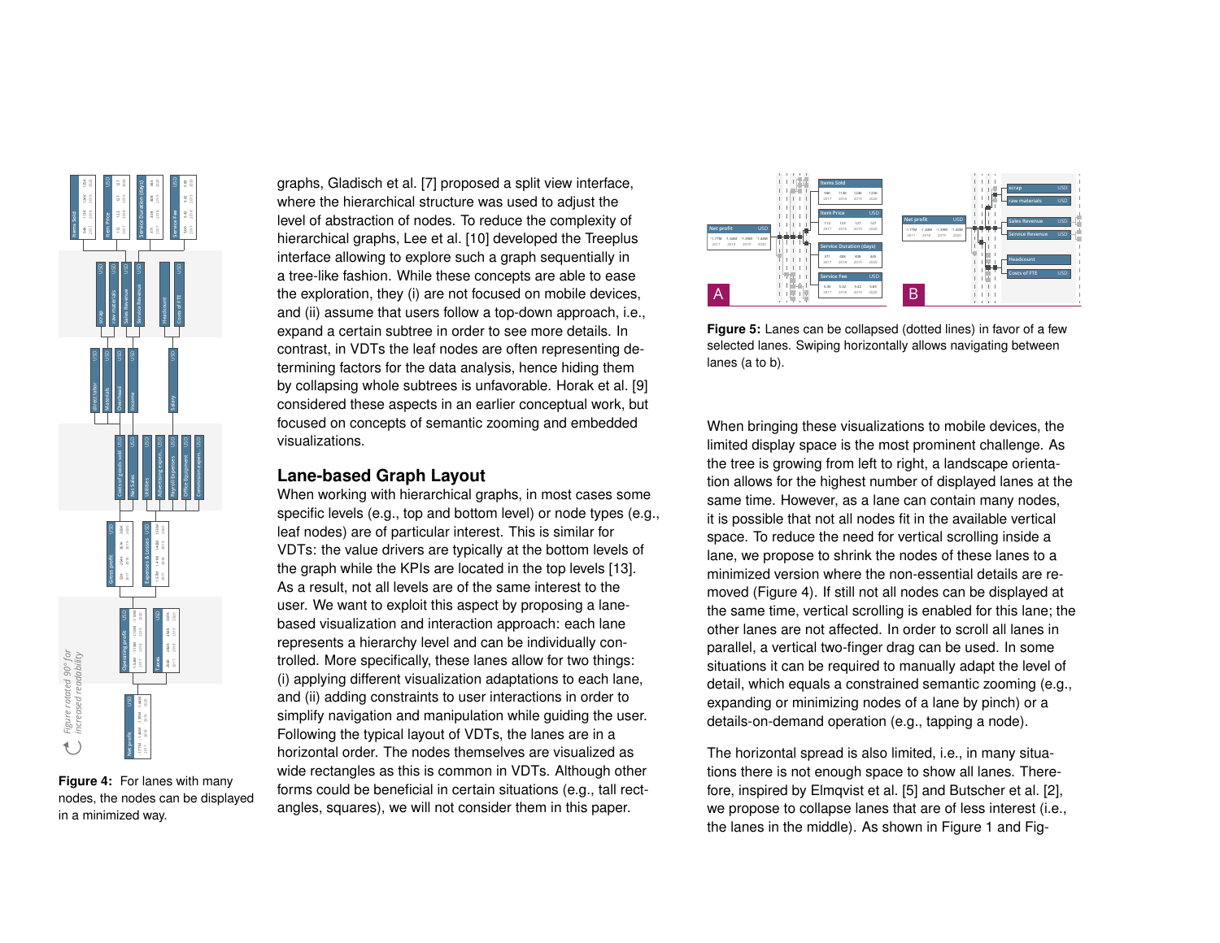graphs, Gladisch et al. [7] proposed a split view interface, where the hierarchical structure was used to adjust the level of abstraction of nodes. To reduce the complexity of hierarchical graphs, Lee et al. [10] developed the Treeplus interface allowing to explore such a graph sequentially in a tree-like fashion. While these concepts are able to ease the exploration, they (i) are not focused on mobile devices, and (ii) assume that users follow a top-down approach, i.e., expand a certain subtree in order to see more details. In contrast, in VDTs the leaf nodes are often representing determining factors for the data analysis, hence hiding them by collapsing whole subtrees is unfavorable. Horak et al. [9] considered these aspects in an earlier conceptual work, but focused on concepts of semantic zooming and embedded visualizations.

## Lane-based Graph Layout

When working with hierarchical graphs, in most cases some specific levels (e.g., top and bottom level) or node types (e.g., leaf nodes) are of particular interest. This is similar for VDTs: the value drivers are typically at the bottom levels of the graph while the KPIs are located in the top levels [13]. As a result, not all levels are of the same interest to the user. We want to exploit this aspect by proposing a lane-based visualization and interaction approach: each lane represents a hierarchy level and can be individually controlled. More specifically, these lanes allow for two things: (i) applying different visualization adaptations to each lane, and (ii) adding constraints to user interactions in order to simplify navigation and manipulation while guiding the user. Following the typical layout of VDTs, the lanes are in a horizontal order. The nodes themselves are visualized as wide rectangles as this is common in VDTs. Although other forms could be beneficial in certain situations (e.g., tall rectangles, squares), we will not consider them in this paper.

**Figure 4:** For lanes with many nodes, the nodes can be displayed in a minimized way.

**Figure 5:** Lanes can be collapsed (dotted lines) in favor of a few selected lanes. Swiping horizontally allows navigating between lanes (a to b).

When bringing these visualizations to mobile devices, the limited display space is the most prominent challenge. As the tree is growing from left to right, a landscape orientation allows for the highest number of displayed lanes at the same time. However, as a lane can contain many nodes, it is possible that not all nodes fit in the available vertical space. To reduce the need for vertical scrolling inside a lane, we propose to shrink the nodes of these lanes to a minimized version where the non-essential details are removed (Figure 4). If still not all nodes can be displayed at the same time, vertical scrolling is enabled for this lane; the other lanes are not affected. In order to scroll all lanes in parallel, a vertical two-finger drag can be used. In some situations it can be required to manually adapt the level of detail, which equals a constrained semantic zooming (e.g., expanding or minimizing nodes of a lane by pinch) or a details-on-demand operation (e.g., tapping a node).

The horizontal spread is also limited, i.e., in many situations there is not enough space to show all lanes. Therefore, inspired by Elmqvist et al. [5] and Butscher et al. [2], we propose to collapse lanes that are of less interest (i.e., the lanes in the middle). As shown in Figure 1 and Fig-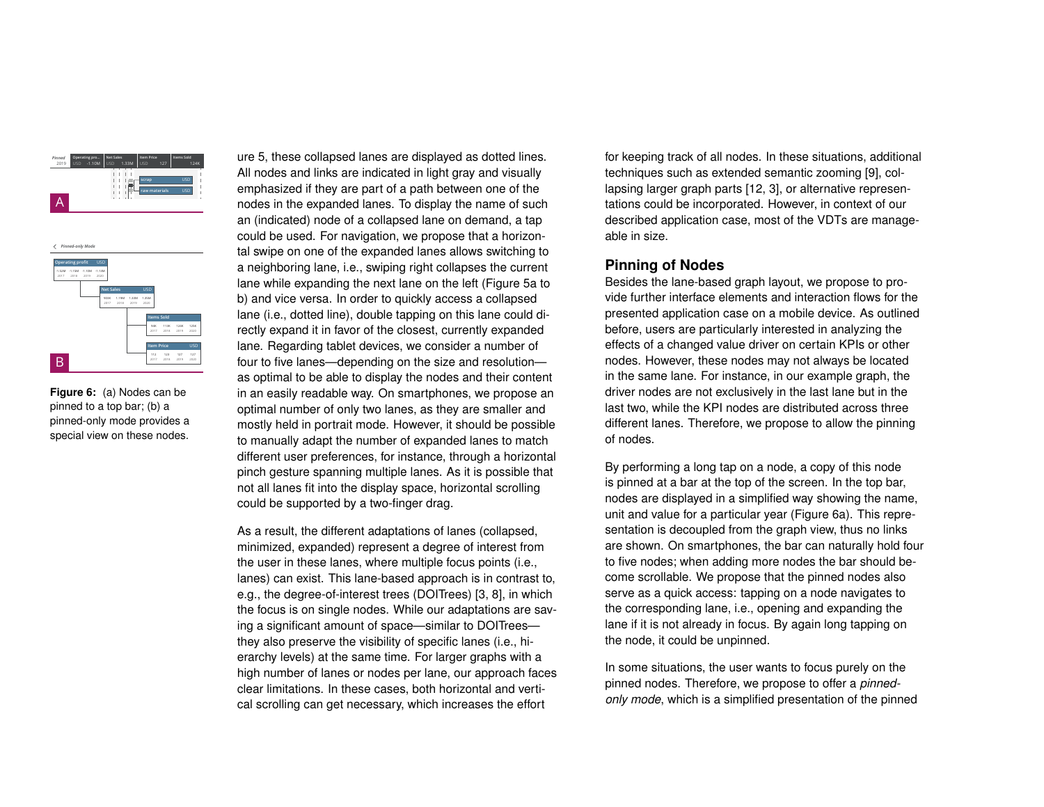**Figure 6:** (a) Nodes can be pinned to a top bar; (b) a pinned-only mode provides a special view on these nodes.

ure 5, these collapsed lanes are displayed as dotted lines. All nodes and links are indicated in light gray and visually emphasized if they are part of a path between one of the nodes in the expanded lanes. To display the name of such an (indicated) node of a collapsed lane on demand, a tap could be used. For navigation, we propose that a horizontal swipe on one of the expanded lanes allows switching to a neighboring lane, i.e., swiping right collapses the current lane while expanding the next lane on the left (Figure 5a to b) and vice versa. In order to quickly access a collapsed lane (i.e., dotted line), double tapping on this lane could directly expand it in favor of the closest, currently expanded lane. Regarding tablet devices, we consider a number of four to five lanes—depending on the size and resolution—as optimal to be able to display the nodes and their content in an easily readable way. On smartphones, we propose an optimal number of only two lanes, as they are smaller and mostly held in portrait mode. However, it should be possible to manually adapt the number of expanded lanes to match different user preferences, for instance, through a horizontal pinch gesture spanning multiple lanes. As it is possible that not all lanes fit into the display space, horizontal scrolling could be supported by a two-finger drag.

As a result, the different adaptations of lanes (collapsed, minimized, expanded) represent a degree of interest from the user in these lanes, where multiple focus points (i.e., lanes) can exist. This lane-based approach is in contrast to, e.g., the degree-of-interest trees (DOITrees) [3, 8], in which the focus is on single nodes. While our adaptations are saving a significant amount of space—similar to DOITrees—they also preserve the visibility of specific lanes (i.e., hierarchy levels) at the same time. For larger graphs with a high number of lanes or nodes per lane, our approach faces clear limitations. In these cases, both horizontal and vertical scrolling can get necessary, which increases the effort for keeping track of all nodes. In these situations, additional techniques such as extended semantic zooming [9], collapsing larger graph parts [12, 3], or alternative representations could be incorporated. However, in context of our described application case, most of the VDTs are manageable in size.

## Pinning of Nodes

Besides the lane-based graph layout, we propose to provide further interface elements and interaction flows for the presented application case on a mobile device. As outlined before, users are particularly interested in analyzing the effects of a changed value driver on certain KPIs or other nodes. However, these nodes may not always be located in the same lane. For instance, in our example graph, the driver nodes are not exclusively in the last lane but in the last two, while the KPI nodes are distributed across three different lanes. Therefore, we propose to allow the pinning of nodes.

By performing a long tap on a node, a copy of this node is pinned at a bar at the top of the screen. In the top bar, nodes are displayed in a simplified way showing the name, unit and value for a particular year (Figure 6a). This representation is decoupled from the graph view, thus no links are shown. On smartphones, the bar can naturally hold four to five nodes; when adding more nodes the bar should become scrollable. We propose that the pinned nodes also serve as a quick access: tapping on a node navigates to the corresponding lane, i.e., opening and expanding the lane if it is not already in focus. By again long tapping on the node, it could be unpinned.

In some situations, the user wants to focus purely on the pinned nodes. Therefore, we propose to offer a *pinned-only mode*, which is a simplified presentation of the pinned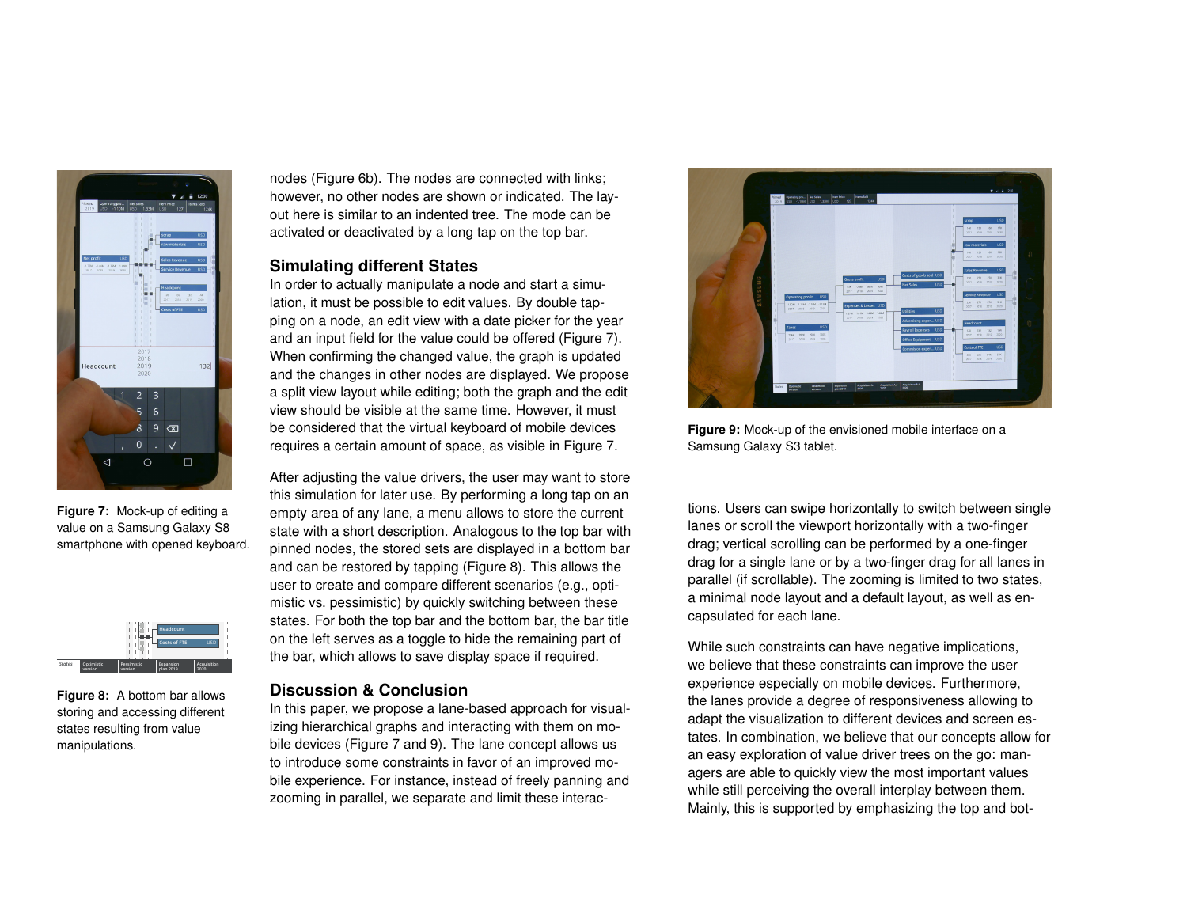Figure 7: Mock-up of editing a value on a Samsung Galaxy S8 smartphone with opened keyboard.

Figure 8: A bottom bar allows storing and accessing different states resulting from value manipulations.

nodes (Figure 6b). The nodes are connected with links; however, no other nodes are shown or indicated. The layout here is similar to an indented tree. The mode can be activated or deactivated by a long tap on the top bar.

## Simulating different States

In order to actually manipulate a node and start a simulation, it must be possible to edit values. By double tapping on a node, an edit view with a date picker for the year and an input field for the value could be offered (Figure 7). When confirming the changed value, the graph is updated and the changes in other nodes are displayed. We propose a split view layout while editing; both the graph and the edit view should be visible at the same time. However, it must be considered that the virtual keyboard of mobile devices requires a certain amount of space, as visible in Figure 7.

After adjusting the value drivers, the user may want to store this simulation for later use. By performing a long tap on an empty area of any lane, a menu allows to store the current state with a short description. Analogous to the top bar with pinned nodes, the stored sets are displayed in a bottom bar and can be restored by tapping (Figure 8). This allows the user to create and compare different scenarios (e.g., optimistic vs. pessimistic) by quickly switching between these states. For both the top bar and the bottom bar, the bar title on the left serves as a toggle to hide the remaining part of the bar, which allows to save display space if required.

## Discussion & Conclusion

In this paper, we propose a lane-based approach for visualizing hierarchical graphs and interacting with them on mobile devices (Figure 7 and 9). The lane concept allows us to introduce some constraints in favor of an improved mobile experience. For instance, instead of freely panning and zooming in parallel, we separate and limit these interactions. Users can swipe horizontally to switch between single lanes or scroll the viewport horizontally with a two-finger drag; vertical scrolling can be performed by a one-finger drag for a single lane or by a two-finger drag for all lanes in parallel (if scrollable). The zooming is limited to two states, a minimal node layout and a default layout, as well as encapsulated for each lane.

Figure 9: Mock-up of the envisioned mobile interface on a Samsung Galaxy S3 tablet.

While such constraints can have negative implications, we believe that these constraints can improve the user experience especially on mobile devices. Furthermore, the lanes provide a degree of responsiveness allowing to adapt the visualization to different devices and screen estates. In combination, we believe that our concepts allow for an easy exploration of value driver trees on the go: managers are able to quickly view the most important values while still perceiving the overall interplay between them. Mainly, this is supported by emphasizing the top and bot-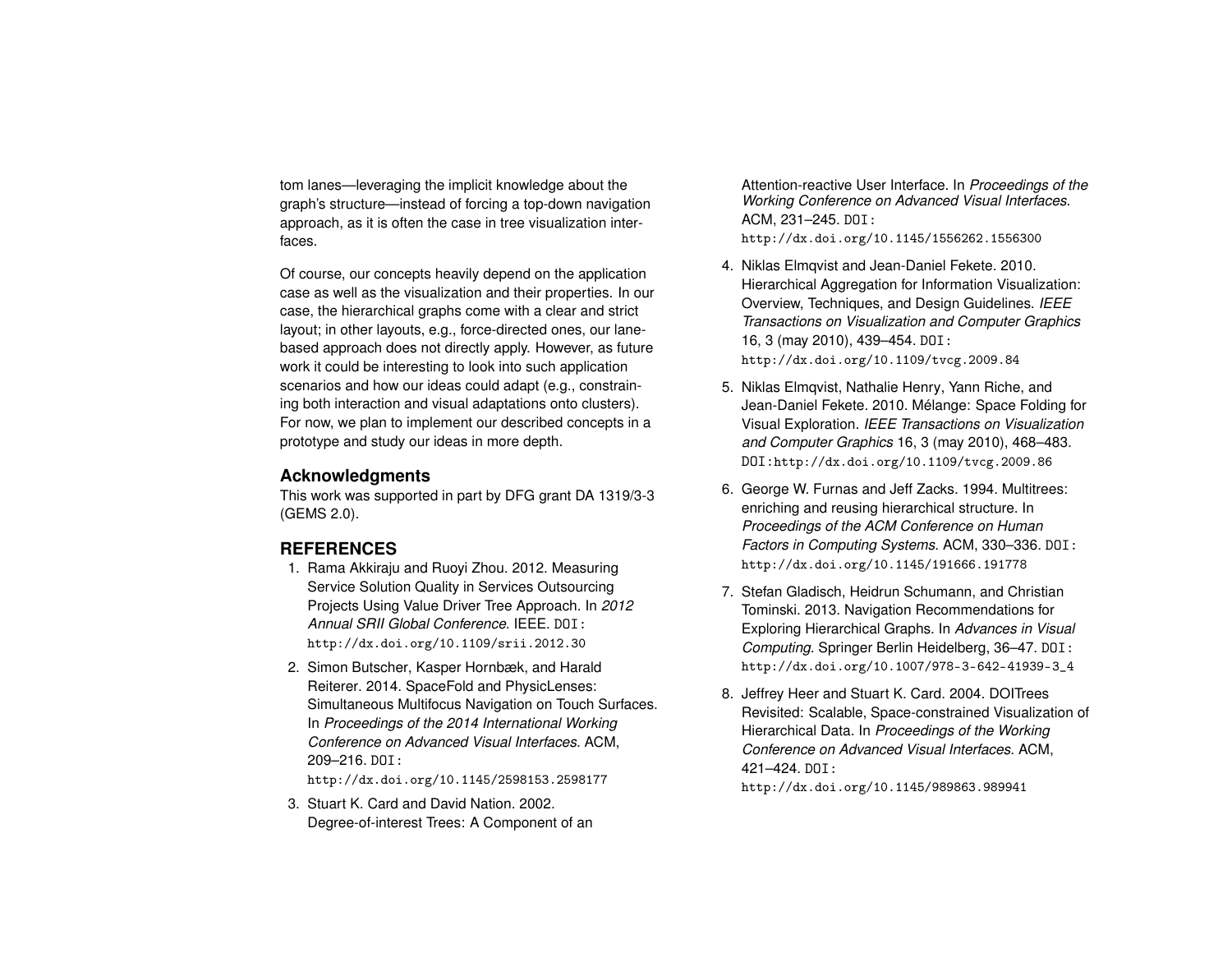tom lanes—leveraging the implicit knowledge about the graph's structure—instead of forcing a top-down navigation approach, as it is often the case in tree visualization interfaces.

Of course, our concepts heavily depend on the application case as well as the visualization and their properties. In our case, the hierarchical graphs come with a clear and strict layout; in other layouts, e.g., force-directed ones, our lane-based approach does not directly apply. However, as future work it could be interesting to look into such application scenarios and how our ideas could adapt (e.g., constraining both interaction and visual adaptations onto clusters). For now, we plan to implement our described concepts in a prototype and study our ideas in more depth.

## Acknowledgments

This work was supported in part by DFG grant DA 1319/3-3 (GEMS 2.0).

## REFERENCES

1. Rama Akkiraju and Ruoyi Zhou. 2012. Measuring Service Solution Quality in Services Outsourcing Projects Using Value Driver Tree Approach. In *2012 Annual SRII Global Conference*. IEEE. DOI: http://dx.doi.org/10.1109/srii.2012.30
2. Simon Butscher, Kasper Hornbæk, and Harald Reiterer. 2014. SpaceFold and PhysicLenses: Simultaneous Multifocus Navigation on Touch Surfaces. In *Proceedings of the 2014 International Working Conference on Advanced Visual Interfaces*. ACM, 209–216. DOI: http://dx.doi.org/10.1145/2598153.2598177
3. Stuart K. Card and David Nation. 2002. Degree-of-interest Trees: A Component of an Attention-reactive User Interface. In *Proceedings of the Working Conference on Advanced Visual Interfaces*. ACM, 231–245. DOI: http://dx.doi.org/10.1145/1556262.1556300
4. Niklas Elmqvist and Jean-Daniel Fekete. 2010. Hierarchical Aggregation for Information Visualization: Overview, Techniques, and Design Guidelines. *IEEE Transactions on Visualization and Computer Graphics* 16, 3 (may 2010), 439–454. DOI: http://dx.doi.org/10.1109/tvcg.2009.84
5. Niklas Elmqvist, Nathalie Henry, Yann Riche, and Jean-Daniel Fekete. 2010. Mélange: Space Folding for Visual Exploration. *IEEE Transactions on Visualization and Computer Graphics* 16, 3 (may 2010), 468–483. DOI: http://dx.doi.org/10.1109/tvcg.2009.86
6. George W. Furnas and Jeff Zacks. 1994. Multitrees: enriching and reusing hierarchical structure. In *Proceedings of the ACM Conference on Human Factors in Computing Systems*. ACM, 330–336. DOI: http://dx.doi.org/10.1145/191666.191778
7. Stefan Gladisch, Heidrun Schumann, and Christian Tominski. 2013. Navigation Recommendations for Exploring Hierarchical Graphs. In *Advances in Visual Computing*. Springer Berlin Heidelberg, 36–47. DOI: http://dx.doi.org/10.1007/978-3-642-41939-3_4
8. Jeffrey Heer and Stuart K. Card. 2004. DOITrees Revisited: Scalable, Space-constrained Visualization of Hierarchical Data. In *Proceedings of the Working Conference on Advanced Visual Interfaces*. ACM, 421–424. DOI: http://dx.doi.org/10.1145/989863.989941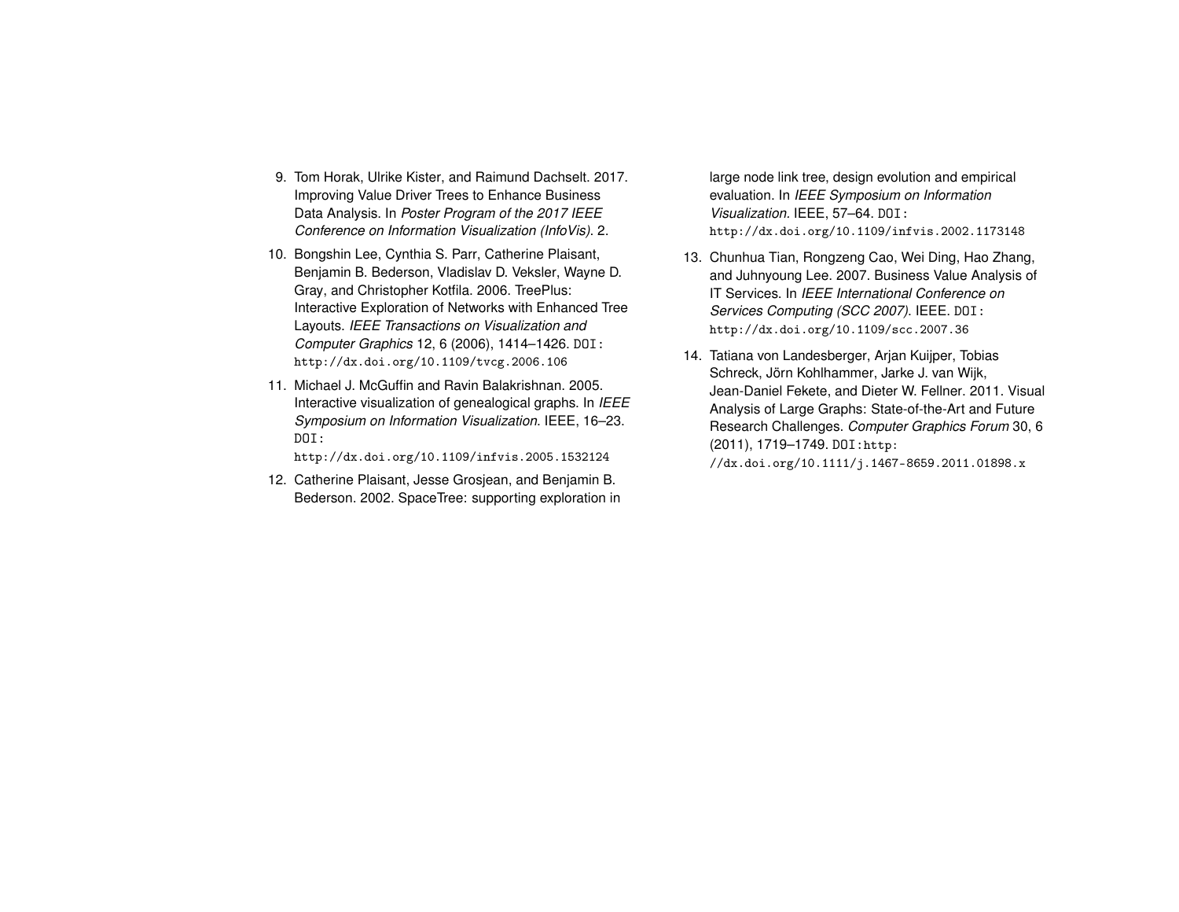9. Tom Horak, Ulrike Kister, and Raimund Dachselt. 2017. Improving Value Driver Trees to Enhance Business Data Analysis. In *Poster Program of the 2017 IEEE Conference on Information Visualization (InfoVis)*. 2.

10. Bongshin Lee, Cynthia S. Parr, Catherine Plaisant, Benjamin B. Bederson, Vladislav D. Veksler, Wayne D. Gray, and Christopher Kotfila. 2006. TreePlus: Interactive Exploration of Networks with Enhanced Tree Layouts. *IEEE Transactions on Visualization and Computer Graphics* 12, 6 (2006), 1414–1426. DOI: http://dx.doi.org/10.1109/tvcg.2006.106

11. Michael J. McGuffin and Ravin Balakrishnan. 2005. Interactive visualization of genealogical graphs. In *IEEE Symposium on Information Visualization*. IEEE, 16–23. DOI: http://dx.doi.org/10.1109/infvis.2005.1532124

12. Catherine Plaisant, Jesse Grosjean, and Benjamin B. Bederson. 2002. SpaceTree: supporting exploration in large node link tree, design evolution and empirical evaluation. In *IEEE Symposium on Information Visualization*. IEEE, 57–64. DOI: http://dx.doi.org/10.1109/infvis.2002.1173148

13. Chunhua Tian, Rongzeng Cao, Wei Ding, Hao Zhang, and Juhnyoung Lee. 2007. Business Value Analysis of IT Services. In *IEEE International Conference on Services Computing (SCC 2007)*. IEEE. DOI: http://dx.doi.org/10.1109/scc.2007.36

14. Tatiana von Landesberger, Arjan Kuijper, Tobias Schreck, Jörn Kohlhammer, Jarke J. van Wijk, Jean-Daniel Fekete, and Dieter W. Fellner. 2011. Visual Analysis of Large Graphs: State-of-the-Art and Future Research Challenges. *Computer Graphics Forum* 30, 6 (2011), 1719–1749. DOI: http://dx.doi.org/10.1111/j.1467-8659.2011.01898.x